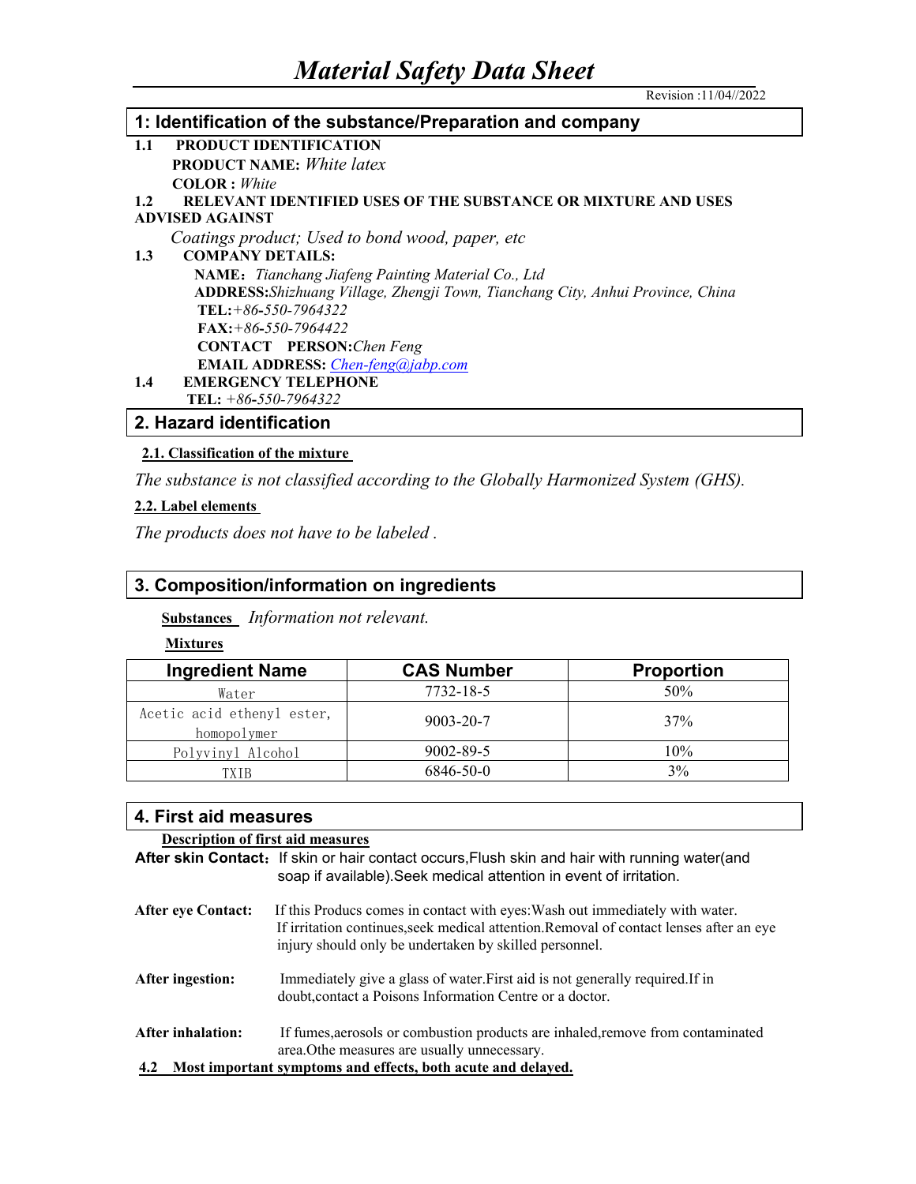# *Material Safety Data Sheet*

Revision :11/04//2022

## 1: Identification of the substance/Preparation and company

**1.1 PRODUCT IDENTIFICATION**

**PRODUCT NAME:** *White latex*

**COLOR :** *White*

**1.2 RELEVANT IDENTIFIED USES OF THE SUBSTANCE OR MIXTURE AND USES ADVISED AGAINST**

*Coatings product; Used to bond wood, paper, etc*

**1.3 COMPANY DETAILS:**

**NAME:** *Tianchang Jiafeng Painting Material Co., Ltd*

**ADDRESS:** *Shizhuang Village, Zhengji Town, Tianchang City, Anhui Province, China*

**TEL:** *+86-550-7964322*

**FAX:** *+86-550-7964422*

**CONTACT PERSON:** *Chen Feng*

**EMAIL ADDRESS:** *Chen-feng@jabp.com*

**1.4 EMERGENCY TELEPHONE**

**TEL:** *+86-550-7964322*

## 2. Hazard identification

**2.1. Classification of the mixture**

*The substance is not classified according to the Globally Harmonized System (GHS).*

**2.2. Label elements**

*The products does not have to be labeled .*

## 3. Composition/information on ingredients

**Substances** *Information not relevant.*

**Mixtures**

| Ingredient Name | CAS Number | Proportion |
|---|---|---|
| Water | 7732-18-5 | 50% |
| Acetic acid ethenyl ester, homopolymer | 9003-20-7 | 37% |
| Polyvinyl Alcohol | 9002-89-5 | 10% |
| TXIB | 6846-50-0 | 3% |

## 4. First aid measures

**Description of first aid measures**

**After skin Contact:** If skin or hair contact occurs,Flush skin and hair with running water(and soap if available).Seek medical attention in event of irritation.

**After eye Contact:** If this Producs comes in contact with eyes:Wash out immediately with water. If irritation continues,seek medical attention.Removal of contact lenses after an eye injury should only be undertaken by skilled personnel.

**After ingestion:** Immediately give a glass of water.First aid is not generally required.If in doubt,contact a Poisons Information Centre or a doctor.

**After inhalation:** If fumes,aerosols or combustion products are inhaled,remove from contaminated area.Othe measures are usually unnecessary.

**4.2 Most important symptoms and effects, both acute and delayed.**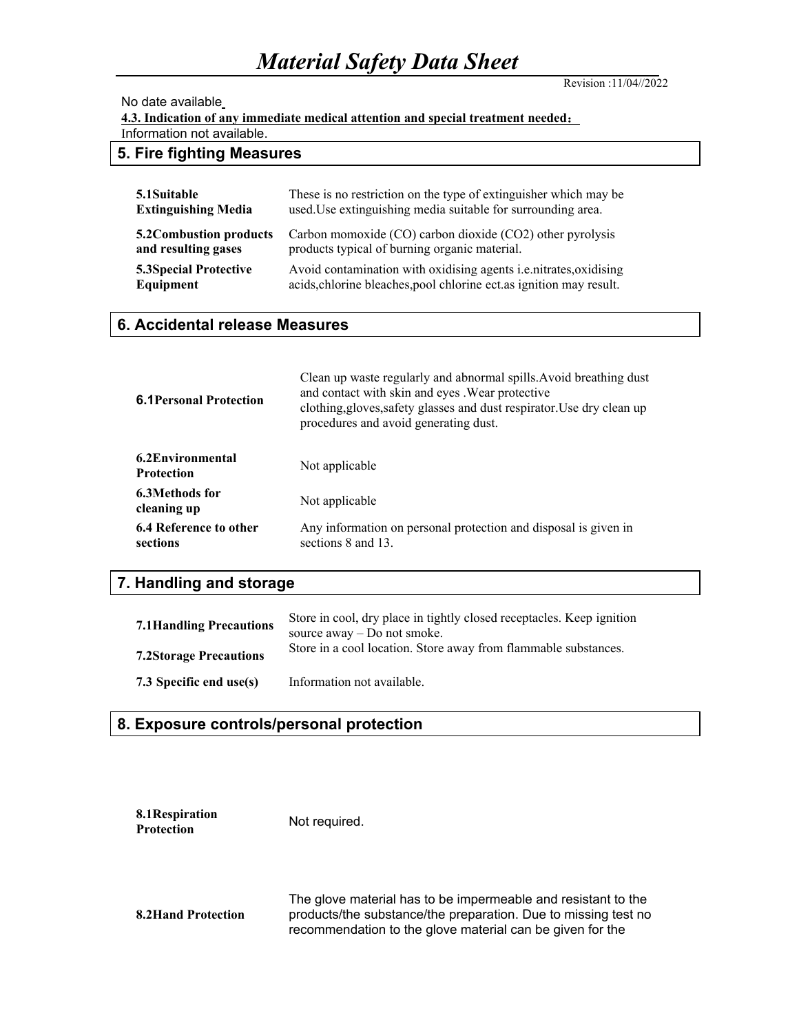No date available

**4.3. Indication of any immediate medical attention and special treatment needed：**

Information not available.

## 5. Fire fighting Measures

| | |
|---|---|
| **5.1Suitable Extinguishing Media** | These is no restriction on the type of extinguisher which may be used.Use extinguishing media suitable for surrounding area. |
| **5.2Combustion products and resulting gases** | Carbon momoxide (CO) carbon dioxide ($CO_2$) other pyrolysis products typical of burning organic material. |
| **5.3Special Protective Equipment** | Avoid contamination with oxidising agents i.e.nitrates,oxidising acids,chlorine bleaches,pool chlorine ect.as ignition may result. |

## 6. Accidental release Measures

| | |
|---|---|
| **6.1Personal Protection** | Clean up waste regularly and abnormal spills.Avoid breathing dust and contact with skin and eyes .Wear protective clothing,gloves,safety glasses and dust respirator.Use dry clean up procedures and avoid generating dust. |
| **6.2Environmental Protection** | Not applicable |
| **6.3Methods for cleaning up** | Not applicable |
| **6.4 Reference to other sections** | Any information on personal protection and disposal is given in sections 8 and 13. |

## 7. Handling and storage

| | |
|---|---|
| **7.1Handling Precautions** | Store in cool, dry place in tightly closed receptacles. Keep ignition source away – Do not smoke. |
| **7.2Storage Precautions** | Store in a cool location. Store away from flammable substances. |
| **7.3 Specific end use(s)** | Information not available. |

## 8. Exposure controls/personal protection

| | |
|---|---|
| **8.1Respiration Protection** | Not required. |
| **8.2Hand Protection** | The glove material has to be impermeable and resistant to the products/the substance/the preparation. Due to missing test no recommendation to the glove material can be given for the |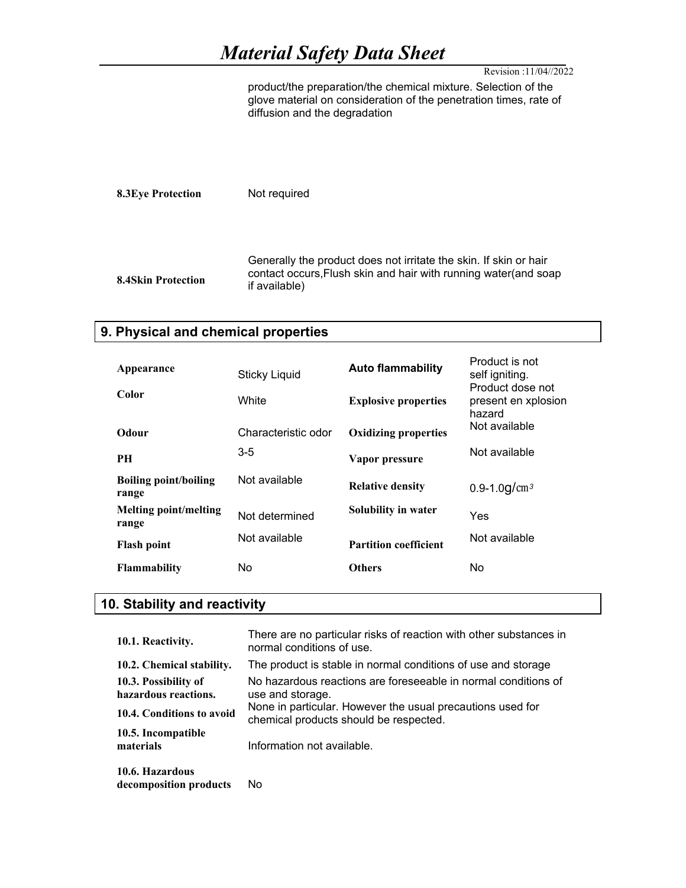product/the preparation/the chemical mixture. Selection of the glove material on consideration of the penetration times, rate of diffusion and the degradation

| | |
|---|---|
| **8.3Eye Protection** | Not required |
| **8.4Skin Protection** | Generally the product does not irritate the skin. If skin or hair contact occurs,Flush skin and hair with running water(and soap if available) |

## 9. Physical and chemical properties

| | | | |
|---|---|---|---|
| **Appearance** | Sticky Liquid | **Auto flammability** | Product is not self igniting. |
| **Color** | White | **Explosive properties** | Product dose not present en xplosion hazard |
| **Odour** | Characteristic odor | **Oxidizing properties** | Not available |
| **PH** | 3-5 | **Vapor pressure** | Not available |
| **Boiling point/boiling range** | Not available | **Relative density** | 0.9-1.0g/㎝³ |
| **Melting point/melting range** | Not determined | **Solubility in water** | Yes |
| **Flash point** | Not available | **Partition coefficient** | Not available |
| **Flammability** | No | **Others** | No |

## 10. Stability and reactivity

| | |
|---|---|
| **10.1. Reactivity.** | There are no particular risks of reaction with other substances in normal conditions of use. |
| **10.2. Chemical stability.** | The product is stable in normal conditions of use and storage |
| **10.3. Possibility of hazardous reactions.** | No hazardous reactions are foreseeable in normal conditions of use and storage. |
| **10.4. Conditions to avoid** | None in particular. However the usual precautions used for chemical products should be respected. |
| **10.5. Incompatible materials** | Information not available. |
| **10.6. Hazardous decomposition products** | No |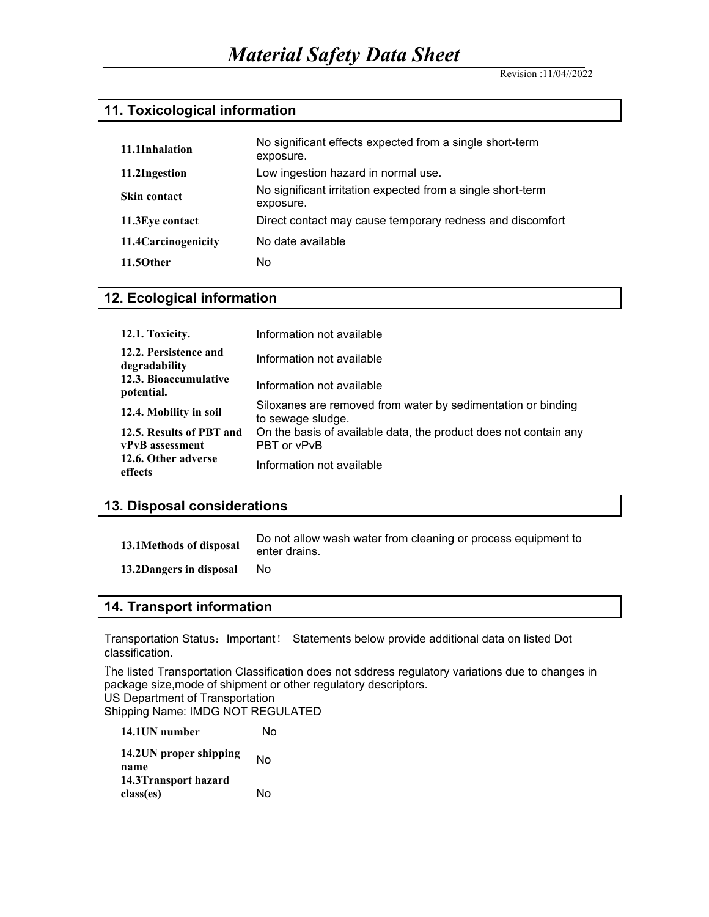## 11. Toxicological information

| | |
|---|---|
| **11.1Inhalation** | No significant effects expected from a single short-term exposure. |
| **11.2Ingestion** | Low ingestion hazard in normal use. |
| **Skin contact** | No significant irritation expected from a single short-term exposure. |
| **11.3Eye contact** | Direct contact may cause temporary redness and discomfort |
| **11.4Carcinogenicity** | No date available |
| **11.5Other** | No |

## 12. Ecological information

| | |
|---|---|
| **12.1. Toxicity.** | Information not available |
| **12.2. Persistence and degradability** | Information not available |
| **12.3. Bioaccumulative potential.** | Information not available |
| **12.4. Mobility in soil** | Siloxanes are removed from water by sedimentation or binding to sewage sludge. |
| **12.5. Results of PBT and vPvB assessment** | On the basis of available data, the product does not contain any PBT or vPvB |
| **12.6. Other adverse effects** | Information not available |

## 13. Disposal considerations

| | |
|---|---|
| **13.1Methods of disposal** | Do not allow wash water from cleaning or process equipment to enter drains. |
| **13.2Dangers in disposal** | No |

## 14. Transport information

Transportation Status：Important！ Statements below provide additional data on listed Dot classification.

The listed Transportation Classification does not sddress regulatory variations due to changes in package size,mode of shipment or other regulatory descriptors.
US Department of Transportation
Shipping Name: IMDG NOT REGULATED

| | |
|---|---|
| **14.1UN number** | No |
| **14.2UN proper shipping name** | No |
| **14.3Transport hazard class(es)** | No |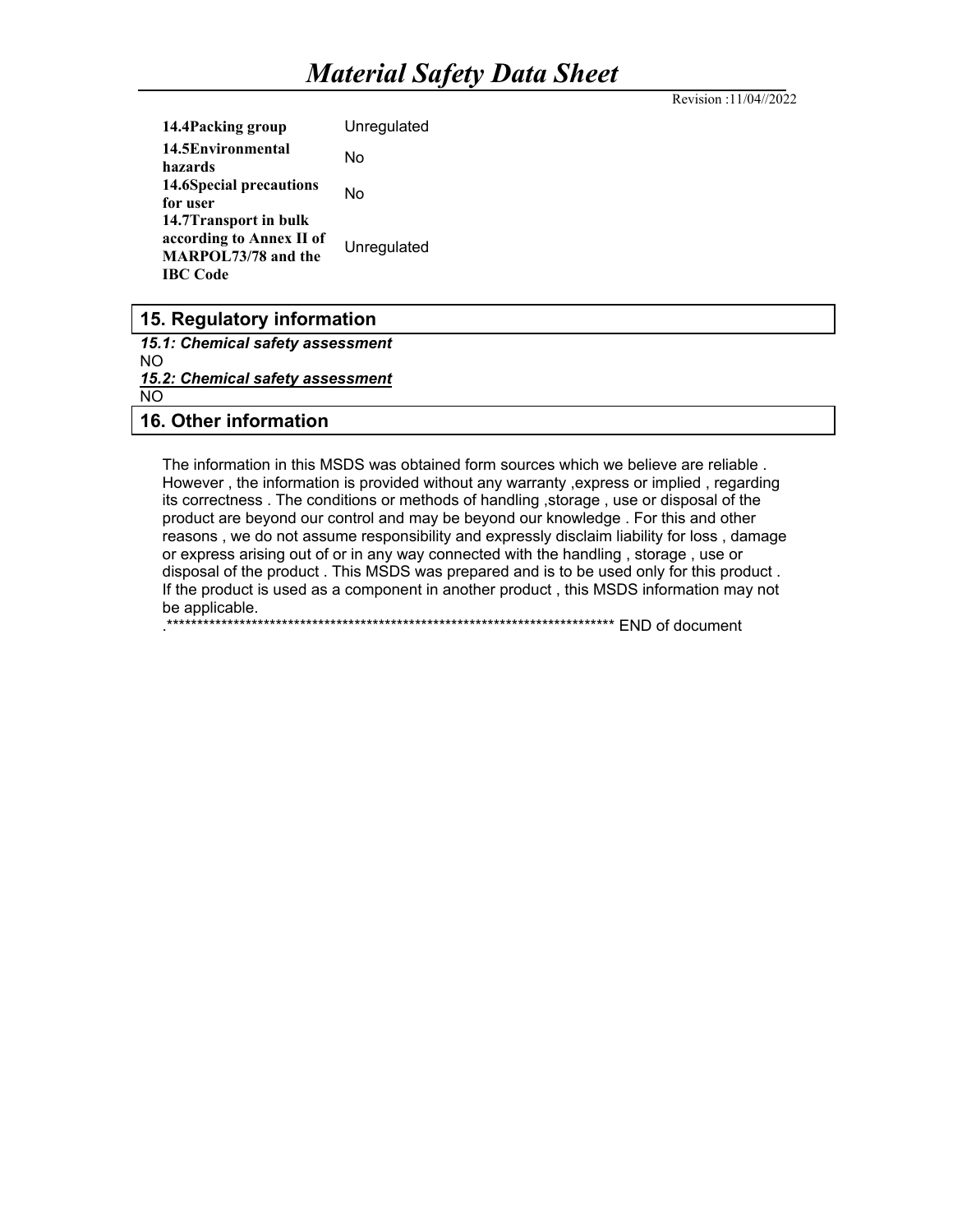| | |
|---|---|
| **14.4Packing group** | Unregulated |
| **14.5Environmental hazards** | No |
| **14.6Special precautions for user** | No |
| **14.7Transport in bulk according to Annex II of MARPOL73/78 and the IBC Code** | Unregulated |

## 15. Regulatory information

***15.1: Chemical safety assessment***

NO

***15.2: Chemical safety assessment***

NO

## 16. Other information

The information in this MSDS was obtained form sources which we believe are reliable . However , the information is provided without any warranty ,express or implied , regarding its correctness . The conditions or methods of handling ,storage , use or disposal of the product are beyond our control and may be beyond our knowledge . For this and other reasons , we do not assume responsibility and expressly disclaim liability for loss , damage or express arising out of or in any way connected with the handling , storage , use or disposal of the product . This MSDS was prepared and is to be used only for this product . If the product is used as a component in another product , this MSDS information may not be applicable.

.*************************************************************************** END of document